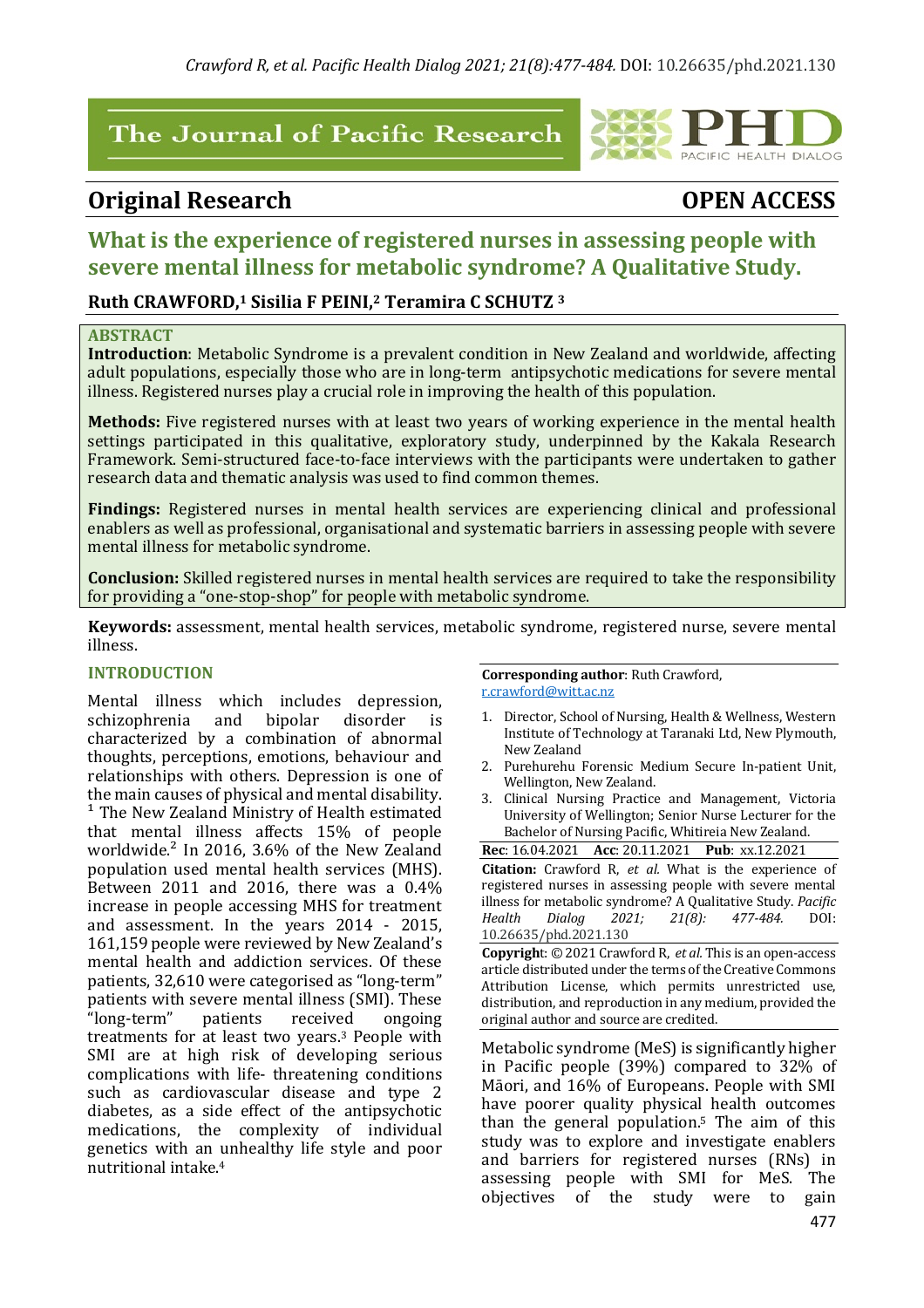# The Journal of Pacific Research

## Original Research

**OPEN ACCESS**

# What is the experience of registered nurses in assessing people with severe mental illness for metabolic syndrome? A Qualitative Study.

**Ruth CRAWFORD,[1] Sisilia F PEINI,[2] Teramira C SCHUTZ [3]**

### ABSTRACT

**Introduction**: Metabolic Syndrome is a prevalent condition in New Zealand and worldwide, affecting adult populations, especially those who are in long-term antipsychotic medications for severe mental illness. Registered nurses play a crucial role in improving the health of this population.

**Methods:** Five registered nurses with at least two years of working experience in the mental health settings participated in this qualitative, exploratory study, underpinned by the Kakala Research Framework. Semi-structured face-to-face interviews with the participants were undertaken to gather research data and thematic analysis was used to find common themes.

**Findings:** Registered nurses in mental health services are experiencing clinical and professional enablers as well as professional, organisational and systematic barriers in assessing people with severe mental illness for metabolic syndrome.

**Conclusion:** Skilled registered nurses in mental health services are required to take the responsibility for providing a "one-stop-shop" for people with metabolic syndrome.

**Keywords:** assessment, mental health services, metabolic syndrome, registered nurse, severe mental illness.

**Corresponding author**: Ruth Crawford, r.crawford@witt.ac.nz

1. Director, School of Nursing, Health & Wellness, Western Institute of Technology at Taranaki Ltd, New Plymouth, New Zealand
2. Purehurehu Forensic Medium Secure In-patient Unit, Wellington, New Zealand.
3. Clinical Nursing Practice and Management, Victoria University of Wellington; Senior Nurse Lecturer for the Bachelor of Nursing Pacific, Whitireia New Zealand.

**Rec**: 16.04.2021 **Acc**: 20.11.2021 **Pub**: xx.12.2021

**Citation:** Crawford R, *et al.* What is the experience of registered nurses in assessing people with severe mental illness for metabolic syndrome? A Qualitative Study. *Pacific Health Dialog 2021; 21(8): 477-484.* DOI: 10.26635/phd.2021.130

**Copyright**: © 2021 Crawford R, *et al.* This is an open-access article distributed under the terms of the Creative Commons Attribution License, which permits unrestricted use, distribution, and reproduction in any medium, provided the original author and source are credited.

### INTRODUCTION

Mental illness which includes depression, schizophrenia and bipolar disorder is characterized by a combination of abnormal thoughts, perceptions, emotions, behaviour and relationships with others. Depression is one of the main causes of physical and mental disability.[1] The New Zealand Ministry of Health estimated that mental illness affects 15% of people worldwide.[2] In 2016, 3.6% of the New Zealand population used mental health services (MHS). Between 2011 and 2016, there was a 0.4% increase in people accessing MHS for treatment and assessment. In the years 2014 - 2015, 161,159 people were reviewed by New Zealand's mental health and addiction services. Of these patients, 32,610 were categorised as "long-term" patients with severe mental illness (SMI). These "long-term" patients received ongoing treatments for at least two years.[3] People with SMI are at high risk of developing serious complications with life- threatening conditions such as cardiovascular disease and type 2 diabetes, as a side effect of the antipsychotic medications, the complexity of individual genetics with an unhealthy life style and poor nutritional intake.[4]

Metabolic syndrome (MeS) is significantly higher in Pacific people (39%) compared to 32% of Māori, and 16% of Europeans. People with SMI have poorer quality physical health outcomes than the general population.[5] The aim of this study was to explore and investigate enablers and barriers for registered nurses (RNs) in assessing people with SMI for MeS. The objectives of the study were to gain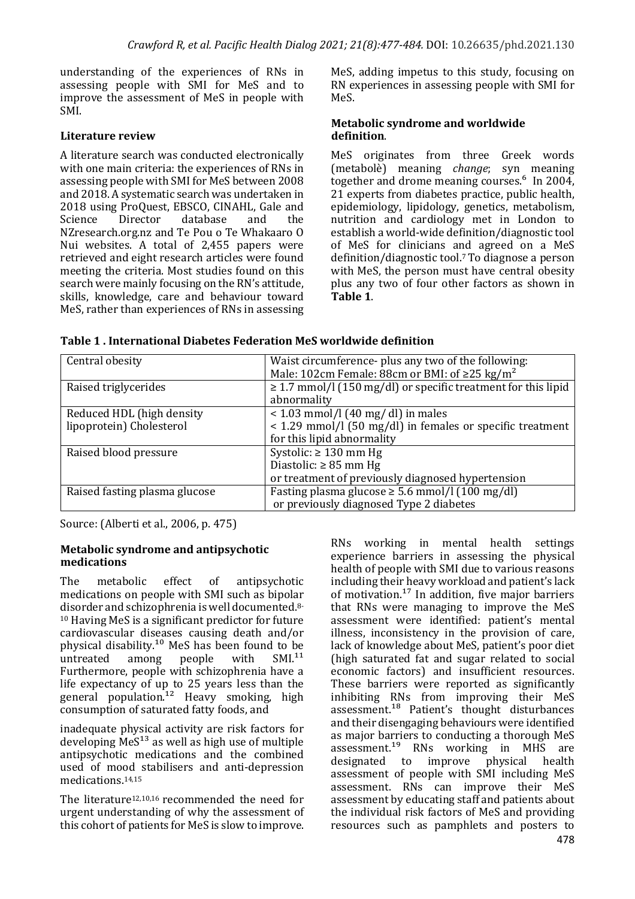understanding of the experiences of RNs in assessing people with SMI for MeS and to improve the assessment of MeS in people with SMI.

## Literature review

A literature search was conducted electronically with one main criteria: the experiences of RNs in assessing people with SMI for MeS between 2008 and 2018. A systematic search was undertaken in 2018 using ProQuest, EBSCO, CINAHL, Gale and Science Director database and the NZresearch.org.nz and Te Pou o Te Whakaaro O Nui websites. A total of 2,455 papers were retrieved and eight research articles were found meeting the criteria. Most studies found on this search were mainly focusing on the RN's attitude, skills, knowledge, care and behaviour toward MeS, rather than experiences of RNs in assessing MeS, adding impetus to this study, focusing on RN experiences in assessing people with SMI for MeS.

### Metabolic syndrome and worldwide definition.

MeS originates from three Greek words (metabolè) meaning *change*; syn meaning together and drome meaning courses.[6] In 2004, 21 experts from diabetes practice, public health, epidemiology, lipidology, genetics, metabolism, nutrition and cardiology met in London to establish a world-wide definition/diagnostic tool of MeS for clinicians and agreed on a MeS definition/diagnostic tool.[7] To diagnose a person with MeS, the person must have central obesity plus any two of four other factors as shown in **Table 1**.

**Table 1 . International Diabetes Federation MeS worldwide definition**

| Central obesity | Waist circumference- plus any two of the following:<br>Male: 102cm Female: 88cm or BMI: of ≥25 kg/m² |
|---|---|
| Raised triglycerides | ≥ 1.7 mmol/l (150 mg/dl) or specific treatment for this lipid abnormality |
| Reduced HDL (high density lipoprotein) Cholesterol | < 1.03 mmol/l (40 mg/ dl) in males<br>< 1.29 mmol/l (50 mg/dl) in females or specific treatment for this lipid abnormality |
| Raised blood pressure | Systolic: ≥ 130 mm Hg<br>Diastolic: ≥ 85 mm Hg<br>or treatment of previously diagnosed hypertension |
| Raised fasting plasma glucose | Fasting plasma glucose ≥ 5.6 mmol/l (100 mg/dl)<br>or previously diagnosed Type 2 diabetes |

Source: (Alberti et al., 2006, p. 475)

### Metabolic syndrome and antipsychotic medications

The metabolic effect of antipsychotic medications on people with SMI such as bipolar disorder and schizophrenia is well documented.[8-10] Having MeS is a significant predictor for future cardiovascular diseases causing death and/or physical disability.[10] MeS has been found to be untreated among people with SMI.[11] Furthermore, people with schizophrenia have a life expectancy of up to 25 years less than the general population.[12] Heavy smoking, high consumption of saturated fatty foods, and inadequate physical activity are risk factors for developing MeS[13] as well as high use of multiple antipsychotic medications and the combined used of mood stabilisers and anti-depression medications.[14,15]

The literature[12,10,16] recommended the need for urgent understanding of why the assessment of this cohort of patients for MeS is slow to improve.

RNs working in mental health settings experience barriers in assessing the physical health of people with SMI due to various reasons including their heavy workload and patient's lack of motivation.[17] In addition, five major barriers that RNs were managing to improve the MeS assessment were identified: patient's mental illness, inconsistency in the provision of care, lack of knowledge about MeS, patient's poor diet (high saturated fat and sugar related to social economic factors) and insufficient resources. These barriers were reported as significantly inhibiting RNs from improving their MeS assessment.[18] Patient's thought disturbances and their disengaging behaviours were identified as major barriers to conducting a thorough MeS assessment.[19] RNs working in MHS are designated to improve physical health assessment of people with SMI including MeS assessment. RNs can improve their MeS assessment by educating staff and patients about the individual risk factors of MeS and providing resources such as pamphlets and posters to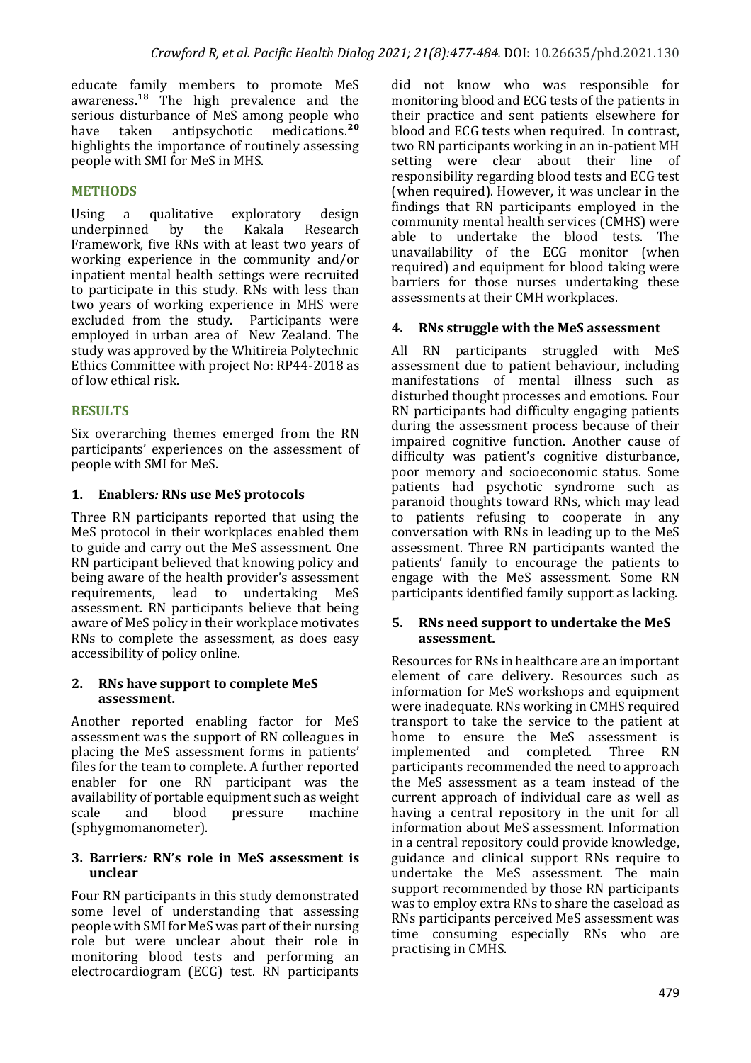educate family members to promote MeS awareness.[18] The high prevalence and the serious disturbance of MeS among people who have taken antipsychotic medications.[20] highlights the importance of routinely assessing people with SMI for MeS in MHS.

## METHODS

Using a qualitative exploratory design underpinned by the Kakala Research Framework, five RNs with at least two years of working experience in the community and/or inpatient mental health settings were recruited to participate in this study. RNs with less than two years of working experience in MHS were excluded from the study. Participants were employed in urban area of New Zealand. The study was approved by the Whitireia Polytechnic Ethics Committee with project No: RP44-2018 as of low ethical risk.

## RESULTS

Six overarching themes emerged from the RN participants' experiences on the assessment of people with SMI for MeS.

### 1. Enablers*:* RNs use MeS protocols

Three RN participants reported that using the MeS protocol in their workplaces enabled them to guide and carry out the MeS assessment. One RN participant believed that knowing policy and being aware of the health provider's assessment requirements, lead to undertaking MeS assessment. RN participants believe that being aware of MeS policy in their workplace motivates RNs to complete the assessment, as does easy accessibility of policy online.

### 2. RNs have support to complete MeS assessment.

Another reported enabling factor for MeS assessment was the support of RN colleagues in placing the MeS assessment forms in patients' files for the team to complete. A further reported enabler for one RN participant was the availability of portable equipment such as weight scale and blood pressure machine (sphygmomanometer).

### 3. Barriers*:* RN's role in MeS assessment is unclear

Four RN participants in this study demonstrated some level of understanding that assessing people with SMI for MeS was part of their nursing role but were unclear about their role in monitoring blood tests and performing an electrocardiogram (ECG) test. RN participants did not know who was responsible for monitoring blood and ECG tests of the patients in their practice and sent patients elsewhere for blood and ECG tests when required. In contrast, two RN participants working in an in-patient MH setting were clear about their line of responsibility regarding blood tests and ECG test (when required). However, it was unclear in the findings that RN participants employed in the community mental health services (CMHS) were able to undertake the blood tests. The unavailability of the ECG monitor (when required) and equipment for blood taking were barriers for those nurses undertaking these assessments at their CMH workplaces.

### 4. RNs struggle with the MeS assessment

All RN participants struggled with MeS assessment due to patient behaviour, including manifestations of mental illness such as disturbed thought processes and emotions. Four RN participants had difficulty engaging patients during the assessment process because of their impaired cognitive function. Another cause of difficulty was patient's cognitive disturbance, poor memory and socioeconomic status. Some patients had psychotic syndrome such as paranoid thoughts toward RNs, which may lead to patients refusing to cooperate in any conversation with RNs in leading up to the MeS assessment. Three RN participants wanted the patients' family to encourage the patients to engage with the MeS assessment. Some RN participants identified family support as lacking.

### 5. RNs need support to undertake the MeS assessment.

Resources for RNs in healthcare are an important element of care delivery. Resources such as information for MeS workshops and equipment were inadequate. RNs working in CMHS required transport to take the service to the patient at home to ensure the MeS assessment is implemented and completed. Three RN participants recommended the need to approach the MeS assessment as a team instead of the current approach of individual care as well as having a central repository in the unit for all information about MeS assessment. Information in a central repository could provide knowledge, guidance and clinical support RNs require to undertake the MeS assessment. The main support recommended by those RN participants was to employ extra RNs to share the caseload as RNs participants perceived MeS assessment was time consuming especially RNs who are practising in CMHS.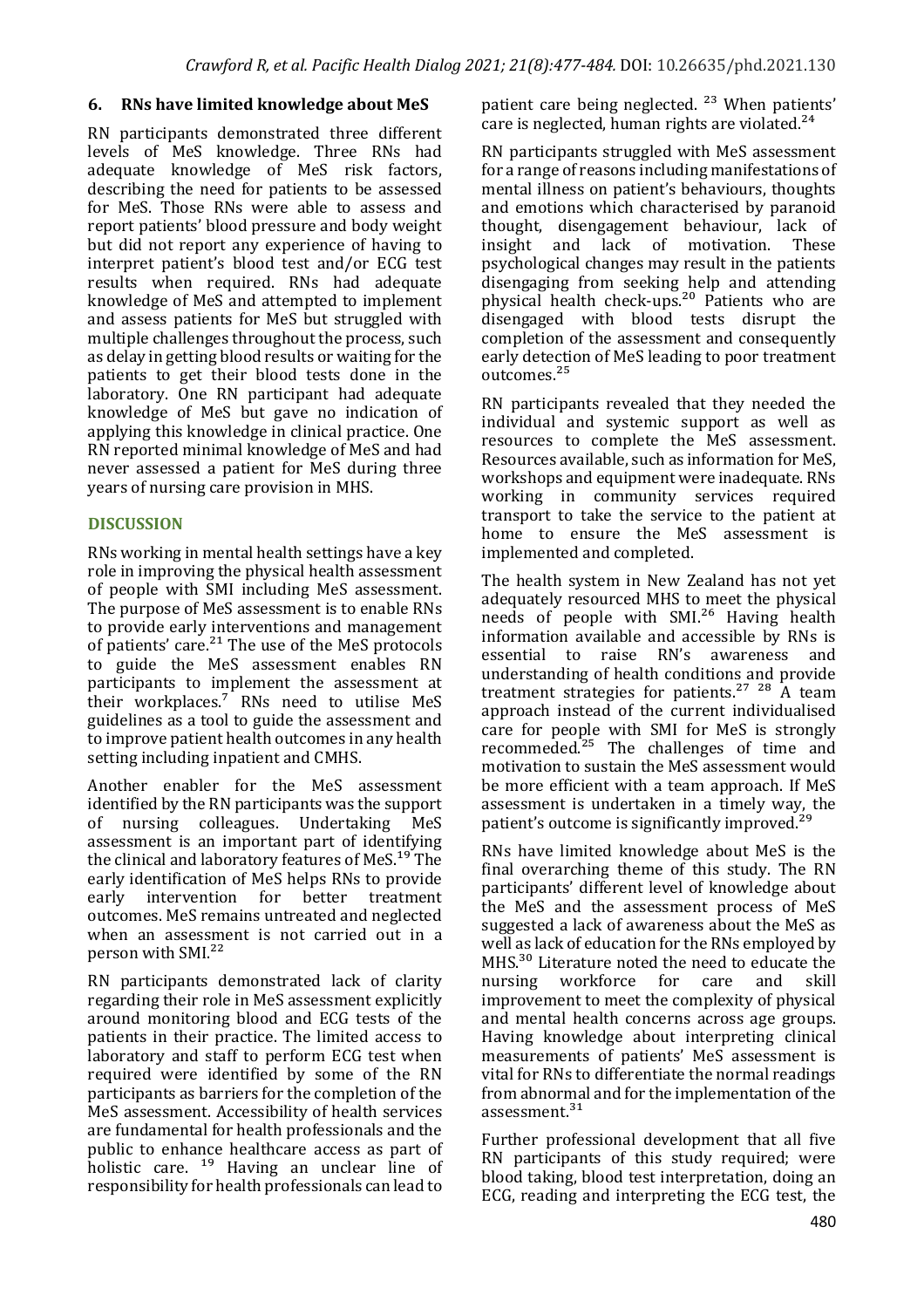### 6. RNs have limited knowledge about MeS

RN participants demonstrated three different levels of MeS knowledge. Three RNs had adequate knowledge of MeS risk factors, describing the need for patients to be assessed for MeS. Those RNs were able to assess and report patients' blood pressure and body weight but did not report any experience of having to interpret patient's blood test and/or ECG test results when required. RNs had adequate knowledge of MeS and attempted to implement and assess patients for MeS but struggled with multiple challenges throughout the process, such as delay in getting blood results or waiting for the patients to get their blood tests done in the laboratory. One RN participant had adequate knowledge of MeS but gave no indication of applying this knowledge in clinical practice. One RN reported minimal knowledge of MeS and had never assessed a patient for MeS during three years of nursing care provision in MHS.

## DISCUSSION

RNs working in mental health settings have a key role in improving the physical health assessment of people with SMI including MeS assessment. The purpose of MeS assessment is to enable RNs to provide early interventions and management of patients' care.[21] The use of the MeS protocols to guide the MeS assessment enables RN participants to implement the assessment at their workplaces.[7] RNs need to utilise MeS guidelines as a tool to guide the assessment and to improve patient health outcomes in any health setting including inpatient and CMHS.

Another enabler for the MeS assessment identified by the RN participants was the support of nursing colleagues. Undertaking MeS assessment is an important part of identifying the clinical and laboratory features of MeS.[19] The early identification of MeS helps RNs to provide early intervention for better treatment outcomes. MeS remains untreated and neglected when an assessment is not carried out in a person with SMI.[22]

RN participants demonstrated lack of clarity regarding their role in MeS assessment explicitly around monitoring blood and ECG tests of the patients in their practice. The limited access to laboratory and staff to perform ECG test when required were identified by some of the RN participants as barriers for the completion of the MeS assessment. Accessibility of health services are fundamental for health professionals and the public to enhance healthcare access as part of holistic care. [19] Having an unclear line of responsibility for health professionals can lead to patient care being neglected. [23] When patients' care is neglected, human rights are violated.[24]

RN participants struggled with MeS assessment for a range of reasons including manifestations of mental illness on patient's behaviours, thoughts and emotions which characterised by paranoid thought, disengagement behaviour, lack of insight and lack of motivation. These psychological changes may result in the patients disengaging from seeking help and attending physical health check-ups.[20] Patients who are disengaged with blood tests disrupt the completion of the assessment and consequently early detection of MeS leading to poor treatment outcomes.[25]

RN participants revealed that they needed the individual and systemic support as well as resources to complete the MeS assessment. Resources available, such as information for MeS, workshops and equipment were inadequate. RNs working in community services required transport to take the service to the patient at home to ensure the MeS assessment is implemented and completed.

The health system in New Zealand has not yet adequately resourced MHS to meet the physical needs of people with SMI.[26] Having health information available and accessible by RNs is essential to raise RN's awareness and understanding of health conditions and provide treatment strategies for patients.[27, 28] A team approach instead of the current individualised care for people with SMI for MeS is strongly recommended.[25] The challenges of time and motivation to sustain the MeS assessment would be more efficient with a team approach. If MeS assessment is undertaken in a timely way, the patient's outcome is significantly improved.[29]

RNs have limited knowledge about MeS is the final overarching theme of this study. The RN participants' different level of knowledge about the MeS and the assessment process of MeS suggested a lack of awareness about the MeS as well as lack of education for the RNs employed by MHS.[30] Literature noted the need to educate the nursing workforce for care and skill improvement to meet the complexity of physical and mental health concerns across age groups. Having knowledge about interpreting clinical measurements of patients' MeS assessment is vital for RNs to differentiate the normal readings from abnormal and for the implementation of the assessment.[31]

Further professional development that all five RN participants of this study required; were blood taking, blood test interpretation, doing an ECG, reading and interpreting the ECG test, the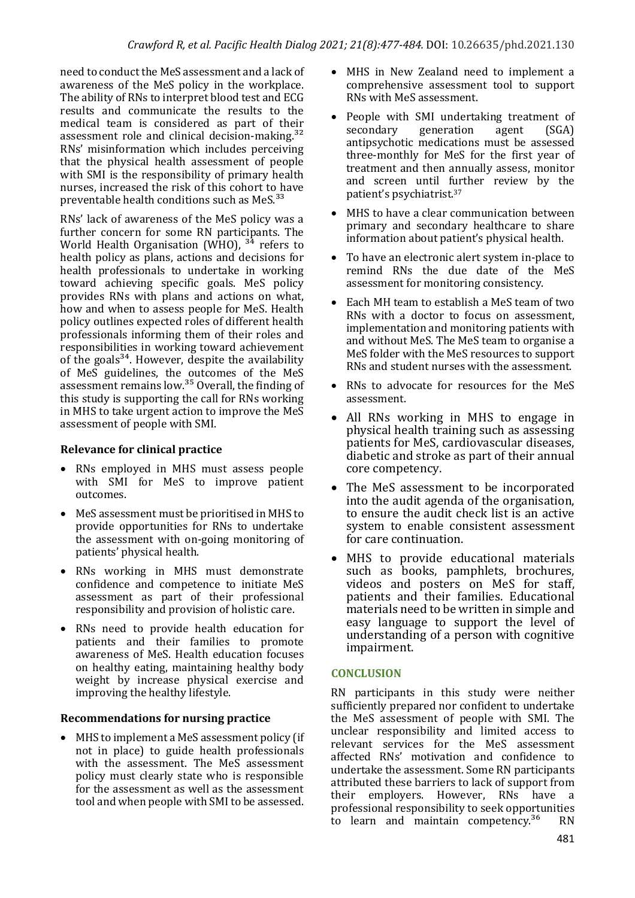need to conduct the MeS assessment and a lack of awareness of the MeS policy in the workplace. The ability of RNs to interpret blood test and ECG results and communicate the results to the medical team is considered as part of their assessment role and clinical decision-making.[32] RNs' misinformation which includes perceiving that the physical health assessment of people with SMI is the responsibility of primary health nurses, increased the risk of this cohort to have preventable health conditions such as MeS.[33]

RNs' lack of awareness of the MeS policy was a further concern for some RN participants. The World Health Organisation (WHO), [34] refers to health policy as plans, actions and decisions for health professionals to undertake in working toward achieving specific goals. MeS policy provides RNs with plans and actions on what, how and when to assess people for MeS. Health policy outlines expected roles of different health professionals informing them of their roles and responsibilities in working toward achievement of the goals[34]. However, despite the availability of MeS guidelines, the outcomes of the MeS assessment remains low.[35] Overall, the finding of this study is supporting the call for RNs working in MHS to take urgent action to improve the MeS assessment of people with SMI.

### Relevance for clinical practice

- RNs employed in MHS must assess people with SMI for MeS to improve patient outcomes.
- MeS assessment must be prioritised in MHS to provide opportunities for RNs to undertake the assessment with on-going monitoring of patients' physical health.
- RNs working in MHS must demonstrate confidence and competence to initiate MeS assessment as part of their professional responsibility and provision of holistic care.
- RNs need to provide health education for patients and their families to promote awareness of MeS. Health education focuses on healthy eating, maintaining healthy body weight by increase physical exercise and improving the healthy lifestyle.

### Recommendations for nursing practice

- MHS to implement a MeS assessment policy (if not in place) to guide health professionals with the assessment. The MeS assessment policy must clearly state who is responsible for the assessment as well as the assessment tool and when people with SMI to be assessed.
- MHS in New Zealand need to implement a comprehensive assessment tool to support RNs with MeS assessment.
- People with SMI undertaking treatment of secondary generation agent (SGA) antipsychotic medications must be assessed three-monthly for MeS for the first year of treatment and then annually assess, monitor and screen until further review by the patient's psychiatrist.[37]
- MHS to have a clear communication between primary and secondary healthcare to share information about patient's physical health.
- To have an electronic alert system in-place to remind RNs the due date of the MeS assessment for monitoring consistency.
- Each MH team to establish a MeS team of two RNs with a doctor to focus on assessment, implementation and monitoring patients with and without MeS. The MeS team to organise a MeS folder with the MeS resources to support RNs and student nurses with the assessment.
- RNs to advocate for resources for the MeS assessment.
- All RNs working in MHS to engage in physical health training such as assessing patients for MeS, cardiovascular diseases, diabetic and stroke as part of their annual core competency.
- The MeS assessment to be incorporated into the audit agenda of the organisation, to ensure the audit check list is an active system to enable consistent assessment for care continuation.
- MHS to provide educational materials such as books, pamphlets, brochures, videos and posters on MeS for staff, patients and their families. Educational materials need to be written in simple and easy language to support the level of understanding of a person with cognitive impairment.

## CONCLUSION

RN participants in this study were neither sufficiently prepared nor confident to undertake the MeS assessment of people with SMI. The unclear responsibility and limited access to relevant services for the MeS assessment affected RNs' motivation and confidence to undertake the assessment. Some RN participants attributed these barriers to lack of support from their employers. However, RNs have a professional responsibility to seek opportunities to learn and maintain competency.[36] RN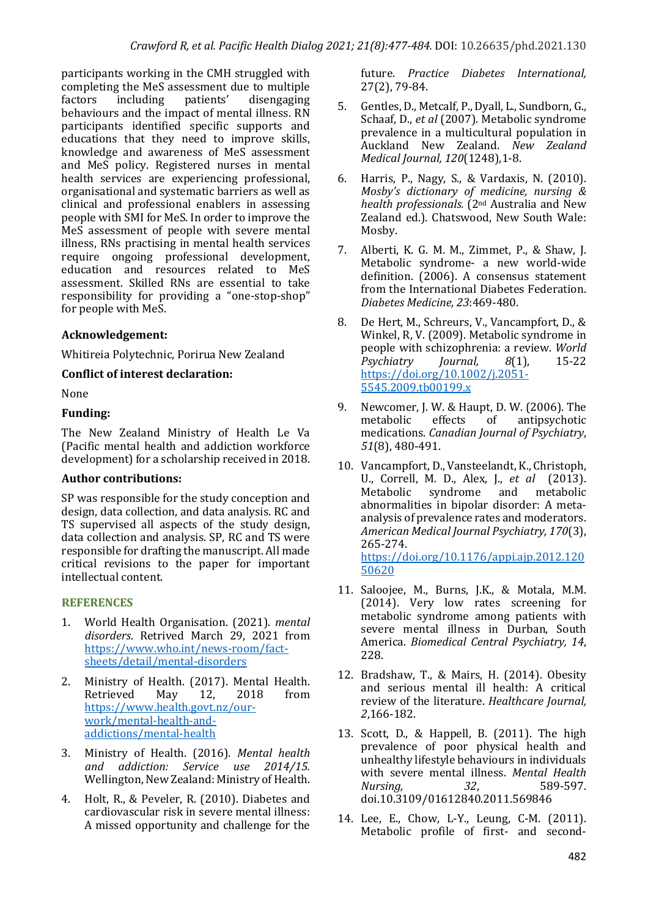participants working in the CMH struggled with completing the MeS assessment due to multiple factors including patients' disengaging behaviours and the impact of mental illness. RN participants identified specific supports and educations that they need to improve skills, knowledge and awareness of MeS assessment and MeS policy. Registered nurses in mental health services are experiencing professional, organisational and systematic barriers as well as clinical and professional enablers in assessing people with SMI for MeS. In order to improve the MeS assessment of people with severe mental illness, RNs practising in mental health services require ongoing professional development, education and resources related to MeS assessment. Skilled RNs are essential to take responsibility for providing a "one-stop-shop" for people with MeS.

**Acknowledgement:**

Whitireia Polytechnic, Porirua New Zealand

**Conflict of interest declaration:**

None

**Funding:**

The New Zealand Ministry of Health Le Va (Pacific mental health and addiction workforce development) for a scholarship received in 2018.

**Author contributions:**

SP was responsible for the study conception and design, data collection, and data analysis. RC and TS supervised all aspects of the study design, data collection and analysis. SP, RC and TS were responsible for drafting the manuscript. All made critical revisions to the paper for important intellectual content.

## REFERENCES

1. World Health Organisation. (2021). *mental disorders*. Retrived March 29, 2021 from https://www.who.int/news-room/fact-sheets/detail/mental-disorders
2. Ministry of Health. (2017). Mental Health. Retrieved May 12, 2018 from https://www.health.govt.nz/our-work/mental-health-and-addictions/mental-health
3. Ministry of Health. (2016). *Mental health and addiction: Service use 2014/15.* Wellington, New Zealand: Ministry of Health.
4. Holt, R., & Peveler, R. (2010). Diabetes and cardiovascular risk in severe mental illness: A missed opportunity and challenge for the future. *Practice Diabetes International,* 27(2), 79-84.
5. Gentles, D., Metcalf, P., Dyall, L., Sundborn, G., Schaaf, D., *et al* (2007). Metabolic syndrome prevalence in a multicultural population in Auckland New Zealand. *New Zealand Medical Journal, 120*(1248),1-8.
6. Harris, P., Nagy, S., & Vardaxis, N. (2010). *Mosby's dictionary of medicine, nursing & health professionals.* (2nd Australia and New Zealand ed.). Chatswood, New South Wale: Mosby.
7. Alberti, K. G. M. M., Zimmet, P., & Shaw, J. Metabolic syndrome- a new world-wide definition. (2006). A consensus statement from the International Diabetes Federation. *Diabetes Medicine, 23*:469-480.
8. De Hert, M., Schreurs, V., Vancampfort, D., & Winkel, R, V. (2009). Metabolic syndrome in people with schizophrenia: a review. *World Psychiatry Journal, 8*(1), 15-22 https://doi.org/10.1002/j.2051-5545.2009.tb00199.x
9. Newcomer, J. W. & Haupt, D. W. (2006). The metabolic effects of antipsychotic medications. *Canadian Journal of Psychiatry*, *51*(8), 480-491.
10. Vancampfort, D., Vansteelandt, K., Christoph, U., Correll, M. D., Alex, J., *et al* (2013). Metabolic syndrome and metabolic abnormalities in bipolar disorder: A meta-analysis of prevalence rates and moderators. *American Medical Journal Psychiatry, 170*(3), 265-274. https://doi.org/10.1176/appi.ajp.2012.12050620
11. Saloojee, M., Burns, J.K., & Motala, M.M. (2014). Very low rates screening for metabolic syndrome among patients with severe mental illness in Durban, South America. *Biomedical Central Psychiatry, 14*, 228.
12. Bradshaw, T., & Mairs, H. (2014). Obesity and serious mental ill health: A critical review of the literature. *Healthcare Journal, 2*,166-182.
13. Scott, D., & Happell, B. (2011). The high prevalence of poor physical health and unhealthy lifestyle behaviours in individuals with severe mental illness. *Mental Health Nursing, 32*, 589-597. doi.10.3109/01612840.2011.569846
14. Lee, E., Chow, L-Y., Leung, C-M. (2011). Metabolic profile of first- and second-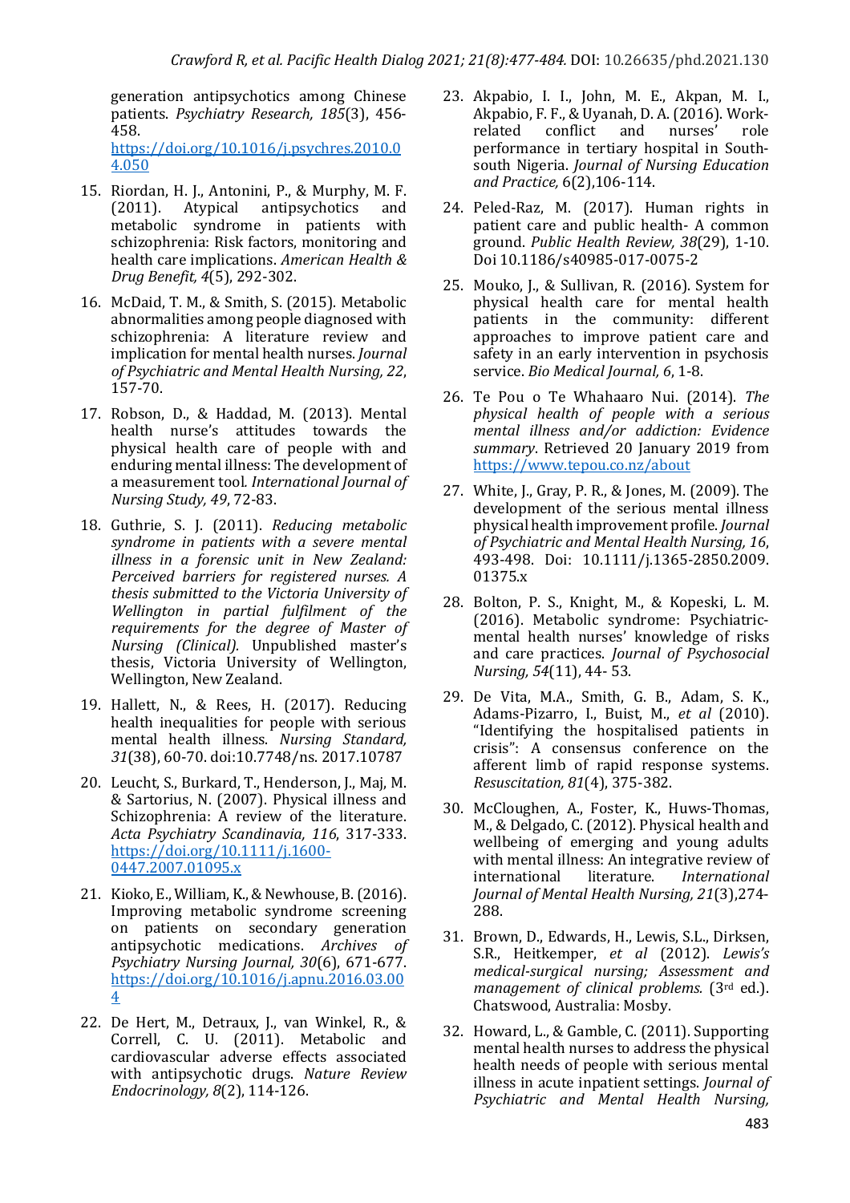generation antipsychotics among Chinese patients. *Psychiatry Research, 185*(3), 456-458. https://doi.org/10.1016/j.psychres.2010.04.050

15. Riordan, H. J., Antonini, P., & Murphy, M. F. (2011). Atypical antipsychotics and metabolic syndrome in patients with schizophrenia: Risk factors, monitoring and health care implications. *American Health & Drug Benefit, 4*(5), 292-302.

16. McDaid, T. M., & Smith, S. (2015). Metabolic abnormalities among people diagnosed with schizophrenia: A literature review and implication for mental health nurses. *Journal of Psychiatric and Mental Health Nursing, 22*, 157-70.

17. Robson, D., & Haddad, M. (2013). Mental health nurse's attitudes towards the physical health care of people with and enduring mental illness: The development of a measurement tool. *International Journal of Nursing Study, 49*, 72-83.

18. Guthrie, S. J. (2011). *Reducing metabolic syndrome in patients with a severe mental illness in a forensic unit in New Zealand: Perceived barriers for registered nurses. A thesis submitted to the Victoria University of Wellington in partial fulfilment of the requirements for the degree of Master of Nursing (Clinical).* Unpublished master's thesis, Victoria University of Wellington, Wellington, New Zealand.

19. Hallett, N., & Rees, H. (2017). Reducing health inequalities for people with serious mental health illness. *Nursing Standard, 31*(38), 60-70. doi:10.7748/ns. 2017.10787

20. Leucht, S., Burkard, T., Henderson, J., Maj, M. & Sartorius, N. (2007). Physical illness and Schizophrenia: A review of the literature. *Acta Psychiatry Scandinavia, 116*, 317-333. https://doi.org/10.1111/j.1600-0447.2007.01095.x

21. Kioko, E., William, K., & Newhouse, B. (2016). Improving metabolic syndrome screening on patients on secondary generation antipsychotic medications. *Archives of Psychiatry Nursing Journal, 30*(6), 671-677. https://doi.org/10.1016/j.apnu.2016.03.004

22. De Hert, M., Detraux, J., van Winkel, R., & Correll, C. U. (2011). Metabolic and cardiovascular adverse effects associated with antipsychotic drugs. *Nature Review Endocrinology, 8*(2), 114-126.

23. Akpabio, I. I., John, M. E., Akpan, M. I., Akpabio, F. F., & Uyanah, D. A. (2016). Work-related conflict and nurses' role performance in tertiary hospital in South-south Nigeria. *Journal of Nursing Education and Practice,* 6(2),106-114.

24. Peled-Raz, M. (2017). Human rights in patient care and public health- A common ground. *Public Health Review, 38*(29), 1-10. Doi 10.1186/s40985-017-0075-2

25. Mouko, J., & Sullivan, R. (2016). System for physical health care for mental health patients in the community: different approaches to improve patient care and safety in an early intervention in psychosis service. *Bio Medical Journal, 6*, 1-8.

26. Te Pou o Te Whahaaro Nui. (2014). *The physical health of people with a serious mental illness and/or addiction: Evidence summary*. Retrieved 20 January 2019 from https://www.tepou.co.nz/about

27. White, J., Gray, P. R., & Jones, M. (2009). The development of the serious mental illness physical health improvement profile. *Journal of Psychiatric and Mental Health Nursing, 16*, 493-498. Doi: 10.1111/j.1365-2850.2009.01375.x

28. Bolton, P. S., Knight, M., & Kopeski, L. M. (2016). Metabolic syndrome: Psychiatric-mental health nurses' knowledge of risks and care practices. *Journal of Psychosocial Nursing, 54*(11), 44- 53.

29. De Vita, M.A., Smith, G. B., Adam, S. K., Adams-Pizarro, I., Buist, M., *et al* (2010). "Identifying the hospitalised patients in crisis": A consensus conference on the afferent limb of rapid response systems. *Resuscitation, 81*(4), 375-382.

30. McCloughen, A., Foster, K., Huws-Thomas, M., & Delgado, C. (2012). Physical health and wellbeing of emerging and young adults with mental illness: An integrative review of international literature. *International Journal of Mental Health Nursing, 21*(3),274-288.

31. Brown, D., Edwards, H., Lewis, S.L., Dirksen, S.R., Heitkemper, *et al* (2012). *Lewis's medical-surgical nursing; Assessment and management of clinical problems.* (3rd ed.). Chatswood, Australia: Mosby.

32. Howard, L., & Gamble, C. (2011). Supporting mental health nurses to address the physical health needs of people with serious mental illness in acute inpatient settings. *Journal of Psychiatric and Mental Health Nursing,*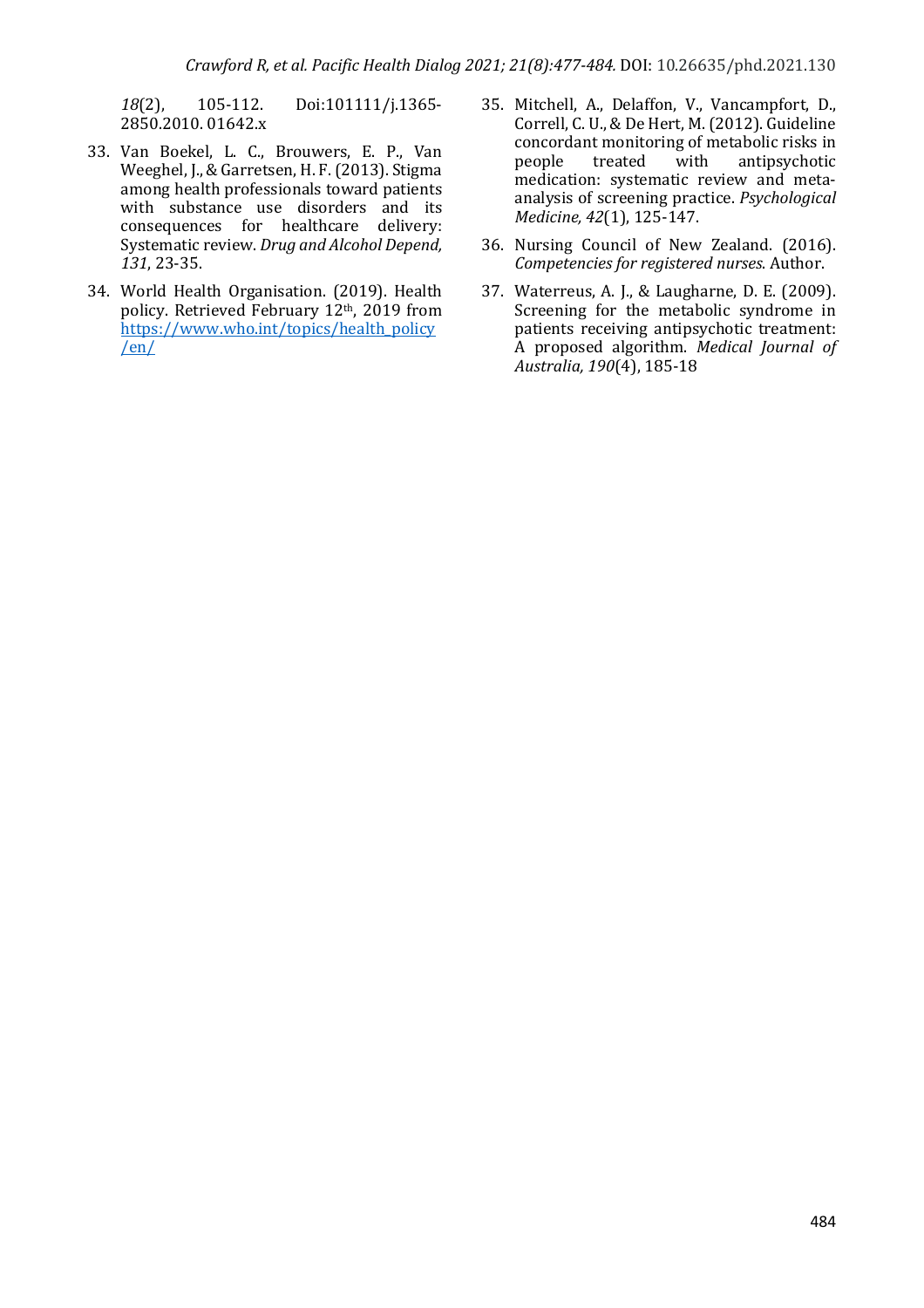*18*(2), 105-112. Doi:101111/j.1365-2850.2010. 01642.x

33. Van Boekel, L. C., Brouwers, E. P., Van Weeghel, J., & Garretsen, H. F. (2013). Stigma among health professionals toward patients with substance use disorders and its consequences for healthcare delivery: Systematic review. *Drug and Alcohol Depend, 131*, 23-35.

34. World Health Organisation. (2019). Health policy. Retrieved February 12th, 2019 from https://www.who.int/topics/health_policy/en/

35. Mitchell, A., Delaffon, V., Vancampfort, D., Correll, C. U., & De Hert, M. (2012). Guideline concordant monitoring of metabolic risks in people treated with antipsychotic medication: systematic review and meta-analysis of screening practice. *Psychological Medicine, 42*(1), 125-147.

36. Nursing Council of New Zealand. (2016). *Competencies for registered nurses*. Author.

37. Waterreus, A. J., & Laugharne, D. E. (2009). Screening for the metabolic syndrome in patients receiving antipsychotic treatment: A proposed algorithm. *Medical Journal of Australia, 190*(4), 185-18